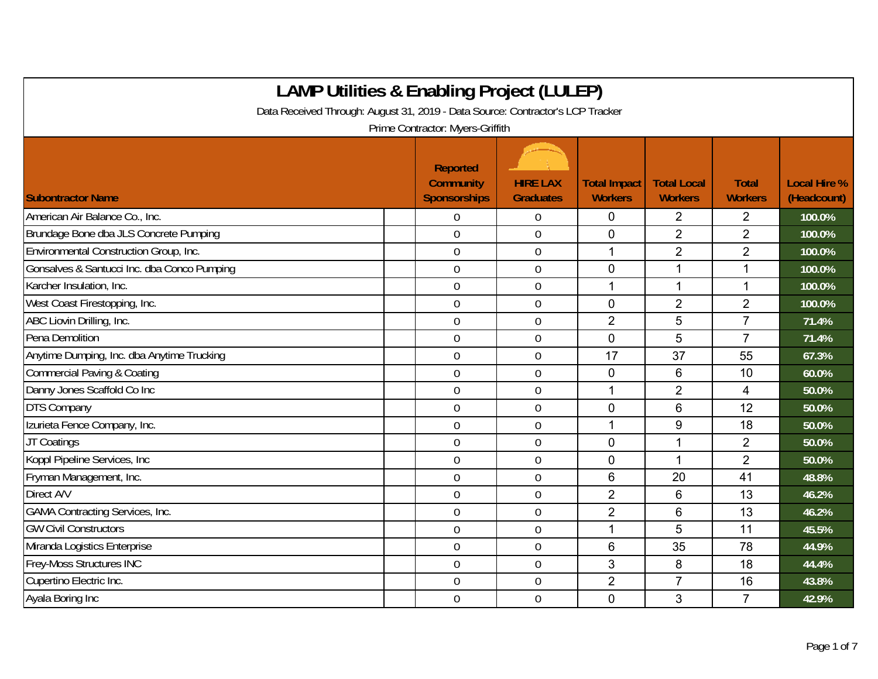# LAMP Utilities & Enabling Project (LULEP)

Data Received Through: August 31, 2019 - Data Source: Contractor's LCP Tracker

Prime Contractor: Myers-Griffith

| Subontractor Name | Reported Community Sponsorships | HIRE LAX Graduates | Total Impact Workers | Total Local Workers | Total Workers | Local Hire % (Headcount) |
|---|---|---|---|---|---|---|
| American Air Balance Co., Inc. | 0 | 0 | 0 | 2 | 2 | 100.0% |
| Brundage Bone dba JLS Concrete Pumping | 0 | 0 | 0 | 2 | 2 | 100.0% |
| Environmental Construction Group, Inc. | 0 | 0 | 1 | 2 | 2 | 100.0% |
| Gonsalves & Santucci Inc. dba Conco Pumping | 0 | 0 | 0 | 1 | 1 | 100.0% |
| Karcher Insulation, Inc. | 0 | 0 | 1 | 1 | 1 | 100.0% |
| West Coast Firestopping, Inc. | 0 | 0 | 0 | 2 | 2 | 100.0% |
| ABC Liovin Drilling, Inc. | 0 | 0 | 2 | 5 | 7 | 71.4% |
| Pena Demolition | 0 | 0 | 0 | 5 | 7 | 71.4% |
| Anytime Dumping, Inc. dba Anytime Trucking | 0 | 0 | 17 | 37 | 55 | 67.3% |
| Commercial Paving & Coating | 0 | 0 | 0 | 6 | 10 | 60.0% |
| Danny Jones Scaffold Co Inc | 0 | 0 | 1 | 2 | 4 | 50.0% |
| DTS Company | 0 | 0 | 0 | 6 | 12 | 50.0% |
| Izurieta Fence Company, Inc. | 0 | 0 | 1 | 9 | 18 | 50.0% |
| JT Coatings | 0 | 0 | 0 | 1 | 2 | 50.0% |
| Koppl Pipeline Services, Inc | 0 | 0 | 0 | 1 | 2 | 50.0% |
| Fryman Management, Inc. | 0 | 0 | 6 | 20 | 41 | 48.8% |
| Direct A/V | 0 | 0 | 2 | 6 | 13 | 46.2% |
| GAMA Contracting Services, Inc. | 0 | 0 | 2 | 6 | 13 | 46.2% |
| GW Civil Constructors | 0 | 0 | 1 | 5 | 11 | 45.5% |
| Miranda Logistics Enterprise | 0 | 0 | 6 | 35 | 78 | 44.9% |
| Frey-Moss Structures INC | 0 | 0 | 3 | 8 | 18 | 44.4% |
| Cupertino Electric Inc. | 0 | 0 | 2 | 7 | 16 | 43.8% |
| Ayala Boring Inc | 0 | 0 | 0 | 3 | 7 | 42.9% |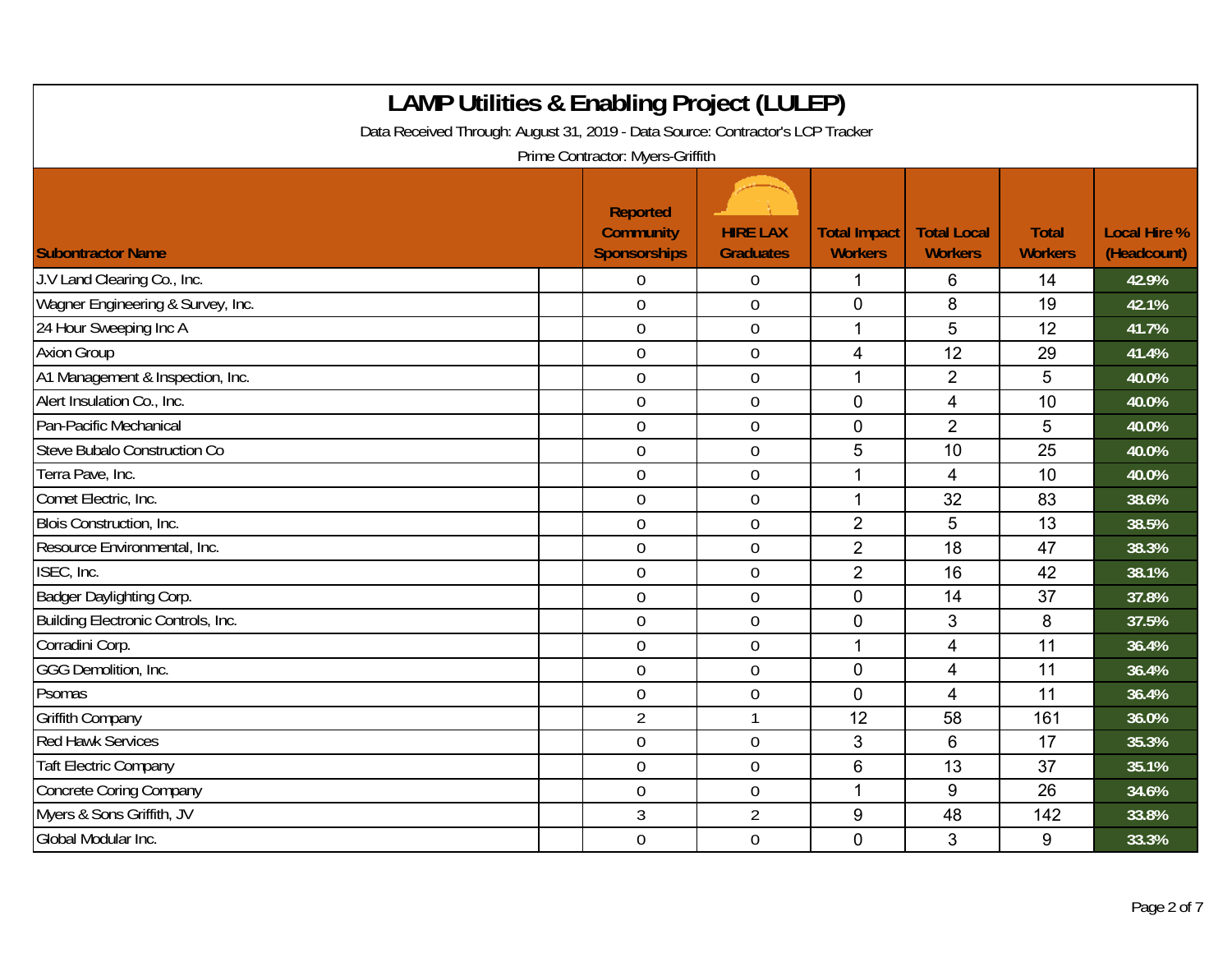# LAMP Utilities & Enabling Project (LULEP)

Data Received Through: August 31, 2019 - Data Source: Contractor's LCP Tracker

Prime Contractor: Myers-Griffith

| Subontractor Name | Reported Community Sponsorships | HIRE LAX Graduates | Total Impact Workers | Total Local Workers | Total Workers | Local Hire % (Headcount) |
|---|---|---|---|---|---|---|
| J.V Land Clearing Co., Inc. | 0 | 0 | 1 | 6 | 14 | 42.9% |
| Wagner Engineering & Survey, Inc. | 0 | 0 | 0 | 8 | 19 | 42.1% |
| 24 Hour Sweeping Inc A | 0 | 0 | 1 | 5 | 12 | 41.7% |
| Axion Group | 0 | 0 | 4 | 12 | 29 | 41.4% |
| A1 Management & Inspection, Inc. | 0 | 0 | 1 | 2 | 5 | 40.0% |
| Alert Insulation Co., Inc. | 0 | 0 | 0 | 4 | 10 | 40.0% |
| Pan-Pacific Mechanical | 0 | 0 | 0 | 2 | 5 | 40.0% |
| Steve Bubalo Construction Co | 0 | 0 | 5 | 10 | 25 | 40.0% |
| Terra Pave, Inc. | 0 | 0 | 1 | 4 | 10 | 40.0% |
| Comet Electric, Inc. | 0 | 0 | 1 | 32 | 83 | 38.6% |
| Blois Construction, Inc. | 0 | 0 | 2 | 5 | 13 | 38.5% |
| Resource Environmental, Inc. | 0 | 0 | 2 | 18 | 47 | 38.3% |
| ISEC, Inc. | 0 | 0 | 2 | 16 | 42 | 38.1% |
| Badger Daylighting Corp. | 0 | 0 | 0 | 14 | 37 | 37.8% |
| Building Electronic Controls, Inc. | 0 | 0 | 0 | 3 | 8 | 37.5% |
| Corradini Corp. | 0 | 0 | 1 | 4 | 11 | 36.4% |
| GGG Demolition, Inc. | 0 | 0 | 0 | 4 | 11 | 36.4% |
| Psomas | 0 | 0 | 0 | 4 | 11 | 36.4% |
| Griffith Company | 2 | 1 | 12 | 58 | 161 | 36.0% |
| Red Hawk Services | 0 | 0 | 3 | 6 | 17 | 35.3% |
| Taft Electric Company | 0 | 0 | 6 | 13 | 37 | 35.1% |
| Concrete Coring Company | 0 | 0 | 1 | 9 | 26 | 34.6% |
| Myers & Sons Griffith, JV | 3 | 2 | 9 | 48 | 142 | 33.8% |
| Global Modular Inc. | 0 | 0 | 0 | 3 | 9 | 33.3% |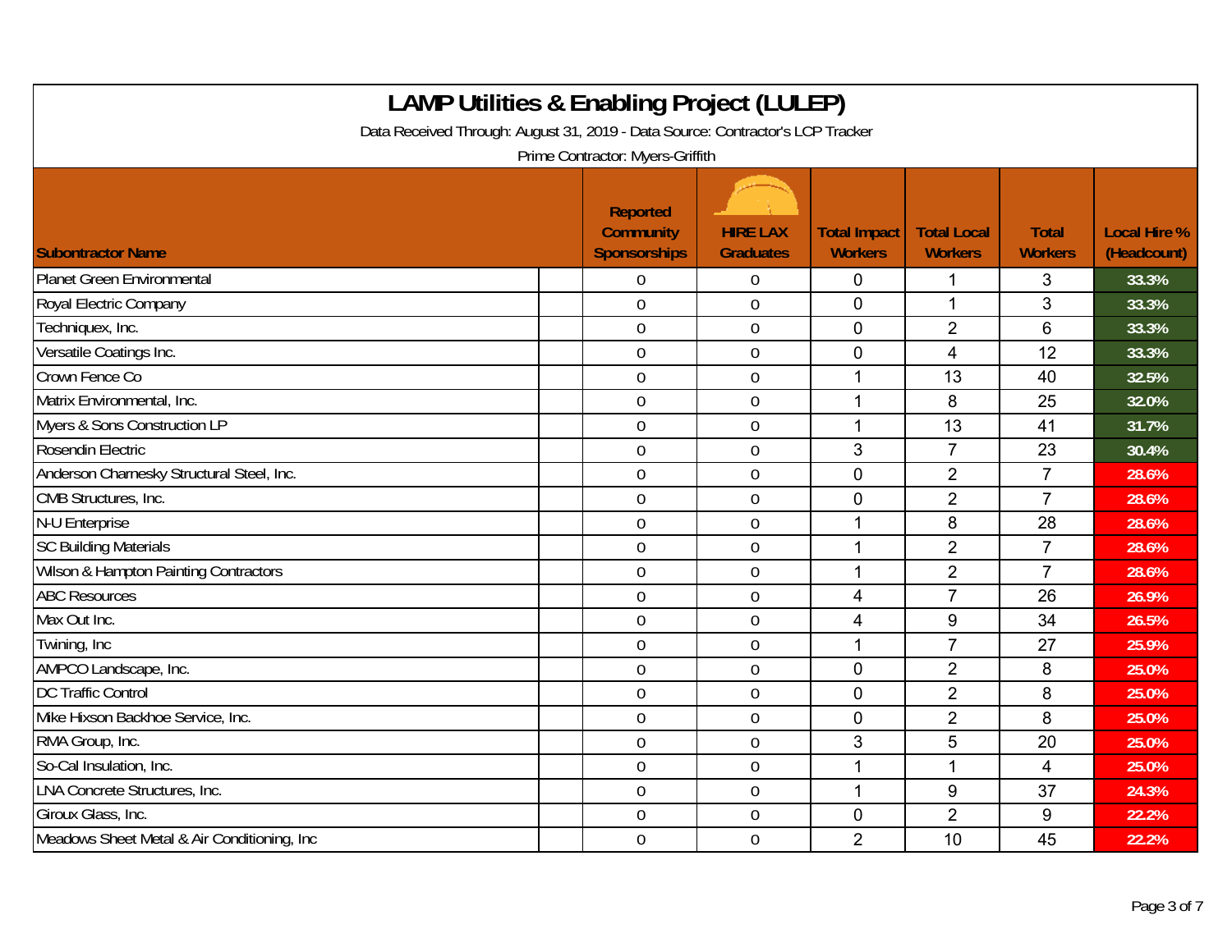# LAMP Utilities & Enabling Project (LULEP)

Data Received Through: August 31, 2019 - Data Source: Contractor's LCP Tracker

Prime Contractor: Myers-Griffith

| Subontractor Name | Reported Community Sponsorships | HIRE LAX Graduates | Total Impact Workers | Total Local Workers | Total Workers | Local Hire % (Headcount) |
|---|---|---|---|---|---|---|
| Planet Green Environmental | 0 | 0 | 0 | 1 | 3 | 33.3% |
| Royal Electric Company | 0 | 0 | 0 | 1 | 3 | 33.3% |
| Techniquex, Inc. | 0 | 0 | 0 | 2 | 6 | 33.3% |
| Versatile Coatings Inc. | 0 | 0 | 0 | 4 | 12 | 33.3% |
| Crown Fence Co | 0 | 0 | 1 | 13 | 40 | 32.5% |
| Matrix Environmental, Inc. | 0 | 0 | 1 | 8 | 25 | 32.0% |
| Myers & Sons Construction LP | 0 | 0 | 1 | 13 | 41 | 31.7% |
| Rosendin Electric | 0 | 0 | 3 | 7 | 23 | 30.4% |
| Anderson Charnesky Structural Steel, Inc. | 0 | 0 | 0 | 2 | 7 | 28.6% |
| CMB Structures, Inc. | 0 | 0 | 0 | 2 | 7 | 28.6% |
| N-U Enterprise | 0 | 0 | 1 | 8 | 28 | 28.6% |
| SC Building Materials | 0 | 0 | 1 | 2 | 7 | 28.6% |
| Wilson & Hampton Painting Contractors | 0 | 0 | 1 | 2 | 7 | 28.6% |
| ABC Resources | 0 | 0 | 4 | 7 | 26 | 26.9% |
| Max Out Inc. | 0 | 0 | 4 | 9 | 34 | 26.5% |
| Twining, Inc | 0 | 0 | 1 | 7 | 27 | 25.9% |
| AMPCO Landscape, Inc. | 0 | 0 | 0 | 2 | 8 | 25.0% |
| DC Traffic Control | 0 | 0 | 0 | 2 | 8 | 25.0% |
| Mike Hixson Backhoe Service, Inc. | 0 | 0 | 0 | 2 | 8 | 25.0% |
| RMA Group, Inc. | 0 | 0 | 3 | 5 | 20 | 25.0% |
| So-Cal Insulation, Inc. | 0 | 0 | 1 | 1 | 4 | 25.0% |
| LNA Concrete Structures, Inc. | 0 | 0 | 1 | 9 | 37 | 24.3% |
| Giroux Glass, Inc. | 0 | 0 | 0 | 2 | 9 | 22.2% |
| Meadows Sheet Metal & Air Conditioning, Inc | 0 | 0 | 2 | 10 | 45 | 22.2% |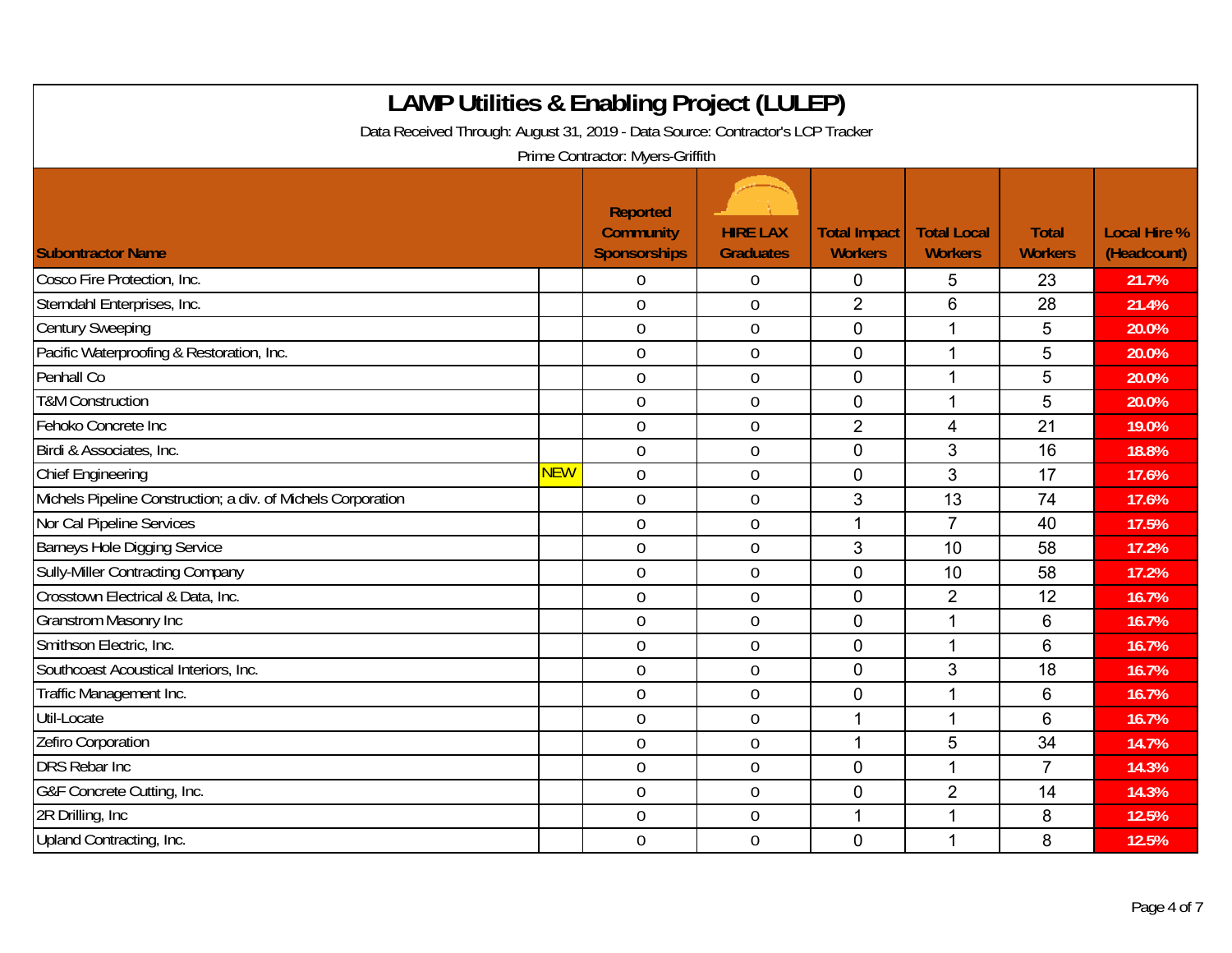# LAMP Utilities & Enabling Project (LULEP)

Data Received Through: August 31, 2019 - Data Source: Contractor's LCP Tracker

Prime Contractor: Myers-Griffith

| Subontractor Name | | Reported Community Sponsorships | HIRE LAX Graduates | Total Impact Workers | Total Local Workers | Total Workers | Local Hire % (Headcount) |
|---|---|---|---|---|---|---|---|
| Cosco Fire Protection, Inc. | | 0 | 0 | 0 | 5 | 23 | 21.7% |
| Sterndahl Enterprises, Inc. | | 0 | 0 | 2 | 6 | 28 | 21.4% |
| Century Sweeping | | 0 | 0 | 0 | 1 | 5 | 20.0% |
| Pacific Waterproofing & Restoration, Inc. | | 0 | 0 | 0 | 1 | 5 | 20.0% |
| Penhall Co | | 0 | 0 | 0 | 1 | 5 | 20.0% |
| T&M Construction | | 0 | 0 | 0 | 1 | 5 | 20.0% |
| Fehoko Concrete Inc | | 0 | 0 | 2 | 4 | 21 | 19.0% |
| Birdi & Associates, Inc. | | 0 | 0 | 0 | 3 | 16 | 18.8% |
| Chief Engineering | NEW | 0 | 0 | 0 | 3 | 17 | 17.6% |
| Michels Pipeline Construction; a div. of Michels Corporation | | 0 | 0 | 3 | 13 | 74 | 17.6% |
| Nor Cal Pipeline Services | | 0 | 0 | 1 | 7 | 40 | 17.5% |
| Barneys Hole Digging Service | | 0 | 0 | 3 | 10 | 58 | 17.2% |
| Sully-Miller Contracting Company | | 0 | 0 | 0 | 10 | 58 | 17.2% |
| Crosstown Electrical & Data, Inc. | | 0 | 0 | 0 | 2 | 12 | 16.7% |
| Granstrom Masonry Inc | | 0 | 0 | 0 | 1 | 6 | 16.7% |
| Smithson Electric, Inc. | | 0 | 0 | 0 | 1 | 6 | 16.7% |
| Southcoast Acoustical Interiors, Inc. | | 0 | 0 | 0 | 3 | 18 | 16.7% |
| Traffic Management Inc. | | 0 | 0 | 0 | 1 | 6 | 16.7% |
| Util-Locate | | 0 | 0 | 1 | 1 | 6 | 16.7% |
| Zefiro Corporation | | 0 | 0 | 1 | 5 | 34 | 14.7% |
| DRS Rebar Inc | | 0 | 0 | 0 | 1 | 7 | 14.3% |
| G&F Concrete Cutting, Inc. | | 0 | 0 | 0 | 2 | 14 | 14.3% |
| 2R Drilling, Inc | | 0 | 0 | 1 | 1 | 8 | 12.5% |
| Upland Contracting, Inc. | | 0 | 0 | 0 | 1 | 8 | 12.5% |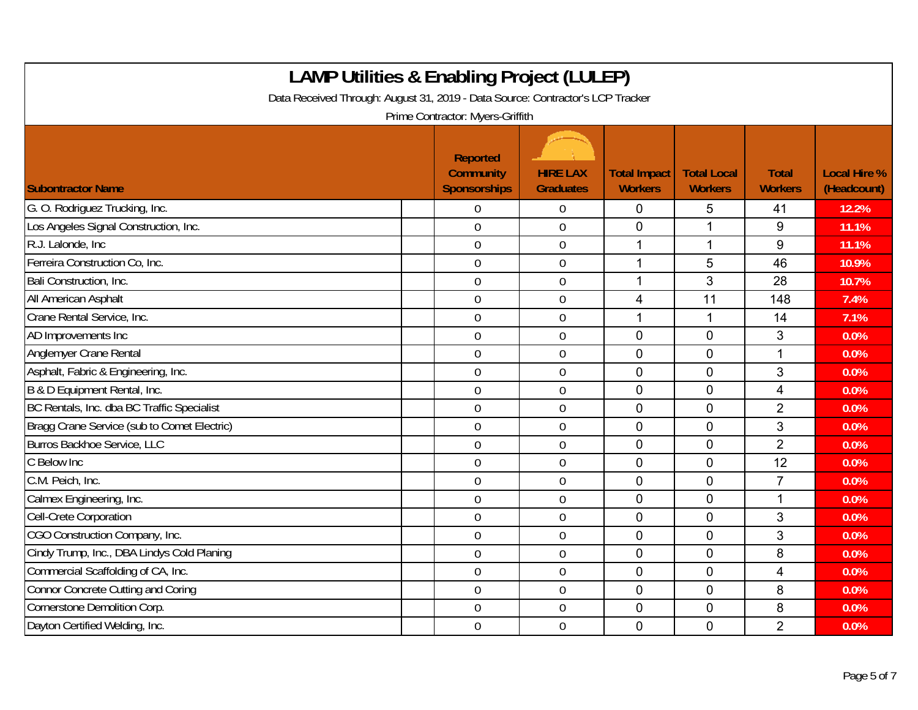# LAMP Utilities & Enabling Project (LULEP)

Data Received Through: August 31, 2019 - Data Source: Contractor's LCP Tracker

Prime Contractor: Myers-Griffith

| Subontractor Name | Reported Community Sponsorships | HIRE LAX Graduates | Total Impact Workers | Total Local Workers | Total Workers | Local Hire % (Headcount) |
|---|---|---|---|---|---|---|
| G. O. Rodriguez Trucking, Inc. | 0 | 0 | 0 | 5 | 41 | 12.2% |
| Los Angeles Signal Construction, Inc. | 0 | 0 | 0 | 1 | 9 | 11.1% |
| R.J. Lalonde, Inc | 0 | 0 | 1 | 1 | 9 | 11.1% |
| Ferreira Construction Co, Inc. | 0 | 0 | 1 | 5 | 46 | 10.9% |
| Bali Construction, Inc. | 0 | 0 | 1 | 3 | 28 | 10.7% |
| All American Asphalt | 0 | 0 | 4 | 11 | 148 | 7.4% |
| Crane Rental Service, Inc. | 0 | 0 | 1 | 1 | 14 | 7.1% |
| AD Improvements Inc | 0 | 0 | 0 | 0 | 3 | 0.0% |
| Anglemyer Crane Rental | 0 | 0 | 0 | 0 | 1 | 0.0% |
| Asphalt, Fabric & Engineering, Inc. | 0 | 0 | 0 | 0 | 3 | 0.0% |
| B & D Equipment Rental, Inc. | 0 | 0 | 0 | 0 | 4 | 0.0% |
| BC Rentals, Inc. dba BC Traffic Specialist | 0 | 0 | 0 | 0 | 2 | 0.0% |
| Bragg Crane Service (sub to Comet Electric) | 0 | 0 | 0 | 0 | 3 | 0.0% |
| Burros Backhoe Service, LLC | 0 | 0 | 0 | 0 | 2 | 0.0% |
| C Below Inc | 0 | 0 | 0 | 0 | 12 | 0.0% |
| C.M. Peich, Inc. | 0 | 0 | 0 | 0 | 7 | 0.0% |
| Calmex Engineering, Inc. | 0 | 0 | 0 | 0 | 1 | 0.0% |
| Cell-Crete Corporation | 0 | 0 | 0 | 0 | 3 | 0.0% |
| CGO Construction Company, Inc. | 0 | 0 | 0 | 0 | 3 | 0.0% |
| Cindy Trump, Inc., DBA Lindys Cold Planing | 0 | 0 | 0 | 0 | 8 | 0.0% |
| Commercial Scaffolding of CA, Inc. | 0 | 0 | 0 | 0 | 4 | 0.0% |
| Connor Concrete Cutting and Coring | 0 | 0 | 0 | 0 | 8 | 0.0% |
| Cornerstone Demolition Corp. | 0 | 0 | 0 | 0 | 8 | 0.0% |
| Dayton Certified Welding, Inc. | 0 | 0 | 0 | 0 | 2 | 0.0% |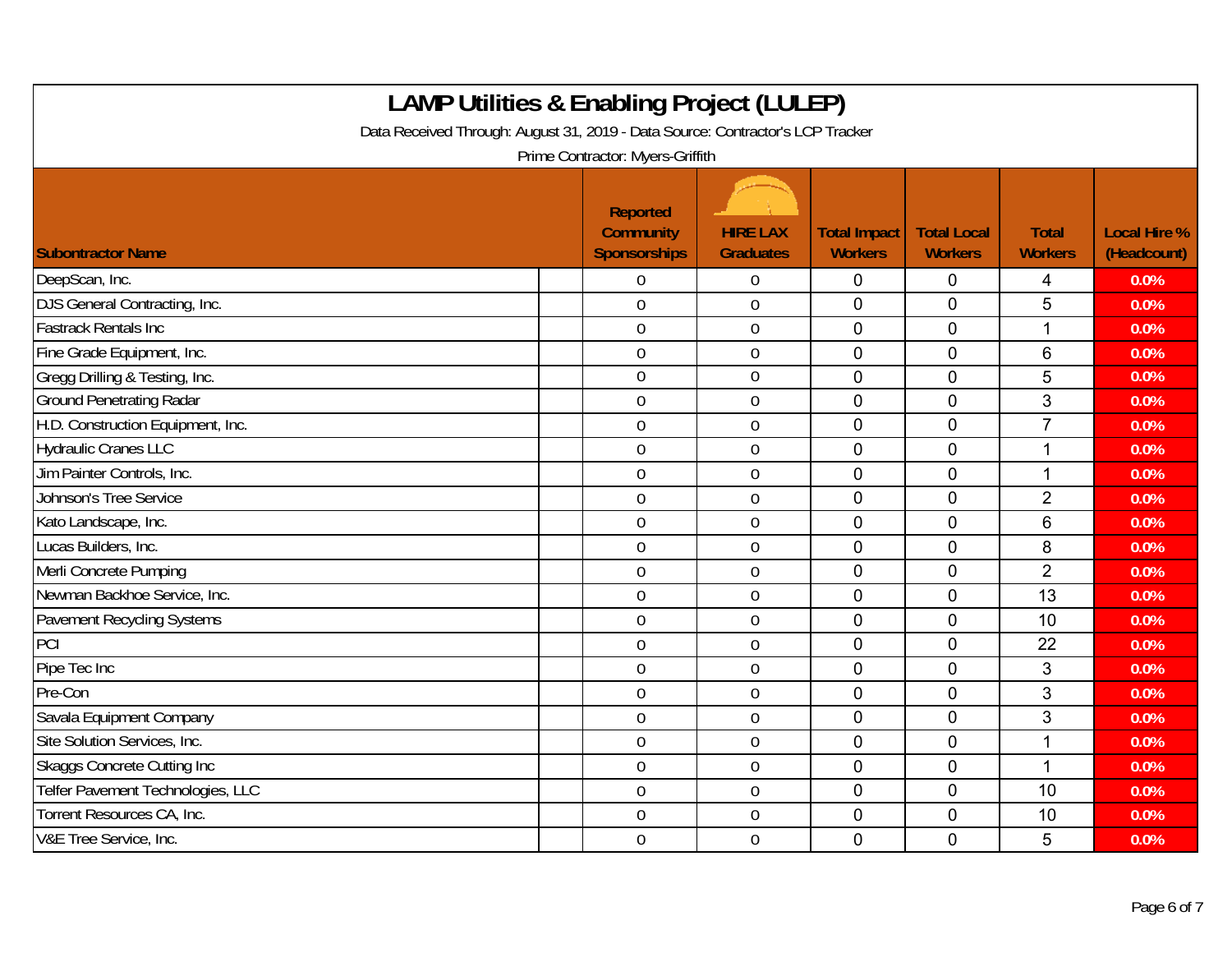# LAMP Utilities & Enabling Project (LULEP)

Data Received Through: August 31, 2019 - Data Source: Contractor's LCP Tracker

Prime Contractor: Myers-Griffith

| Subontractor Name | Reported Community Sponsorships | HIRE LAX Graduates | Total Impact Workers | Total Local Workers | Total Workers | Local Hire % (Headcount) |
|---|---|---|---|---|---|---|
| DeepScan, Inc. | 0 | 0 | 0 | 0 | 4 | 0.0% |
| DJS General Contracting, Inc. | 0 | 0 | 0 | 0 | 5 | 0.0% |
| Fastrack Rentals Inc | 0 | 0 | 0 | 0 | 1 | 0.0% |
| Fine Grade Equipment, Inc. | 0 | 0 | 0 | 0 | 6 | 0.0% |
| Gregg Drilling & Testing, Inc. | 0 | 0 | 0 | 0 | 5 | 0.0% |
| Ground Penetrating Radar | 0 | 0 | 0 | 0 | 3 | 0.0% |
| H.D. Construction Equipment, Inc. | 0 | 0 | 0 | 0 | 7 | 0.0% |
| Hydraulic Cranes LLC | 0 | 0 | 0 | 0 | 1 | 0.0% |
| Jim Painter Controls, Inc. | 0 | 0 | 0 | 0 | 1 | 0.0% |
| Johnson's Tree Service | 0 | 0 | 0 | 0 | 2 | 0.0% |
| Kato Landscape, Inc. | 0 | 0 | 0 | 0 | 6 | 0.0% |
| Lucas Builders, Inc. | 0 | 0 | 0 | 0 | 8 | 0.0% |
| Merli Concrete Pumping | 0 | 0 | 0 | 0 | 2 | 0.0% |
| Newman Backhoe Service, Inc. | 0 | 0 | 0 | 0 | 13 | 0.0% |
| Pavement Recycling Systems | 0 | 0 | 0 | 0 | 10 | 0.0% |
| PCI | 0 | 0 | 0 | 0 | 22 | 0.0% |
| Pipe Tec Inc | 0 | 0 | 0 | 0 | 3 | 0.0% |
| Pre-Con | 0 | 0 | 0 | 0 | 3 | 0.0% |
| Savala Equipment Company | 0 | 0 | 0 | 0 | 3 | 0.0% |
| Site Solution Services, Inc. | 0 | 0 | 0 | 0 | 1 | 0.0% |
| Skaggs Concrete Cutting Inc | 0 | 0 | 0 | 0 | 1 | 0.0% |
| Telfer Pavement Technologies, LLC | 0 | 0 | 0 | 0 | 10 | 0.0% |
| Torrent Resources CA, Inc. | 0 | 0 | 0 | 0 | 10 | 0.0% |
| V&E Tree Service, Inc. | 0 | 0 | 0 | 0 | 5 | 0.0% |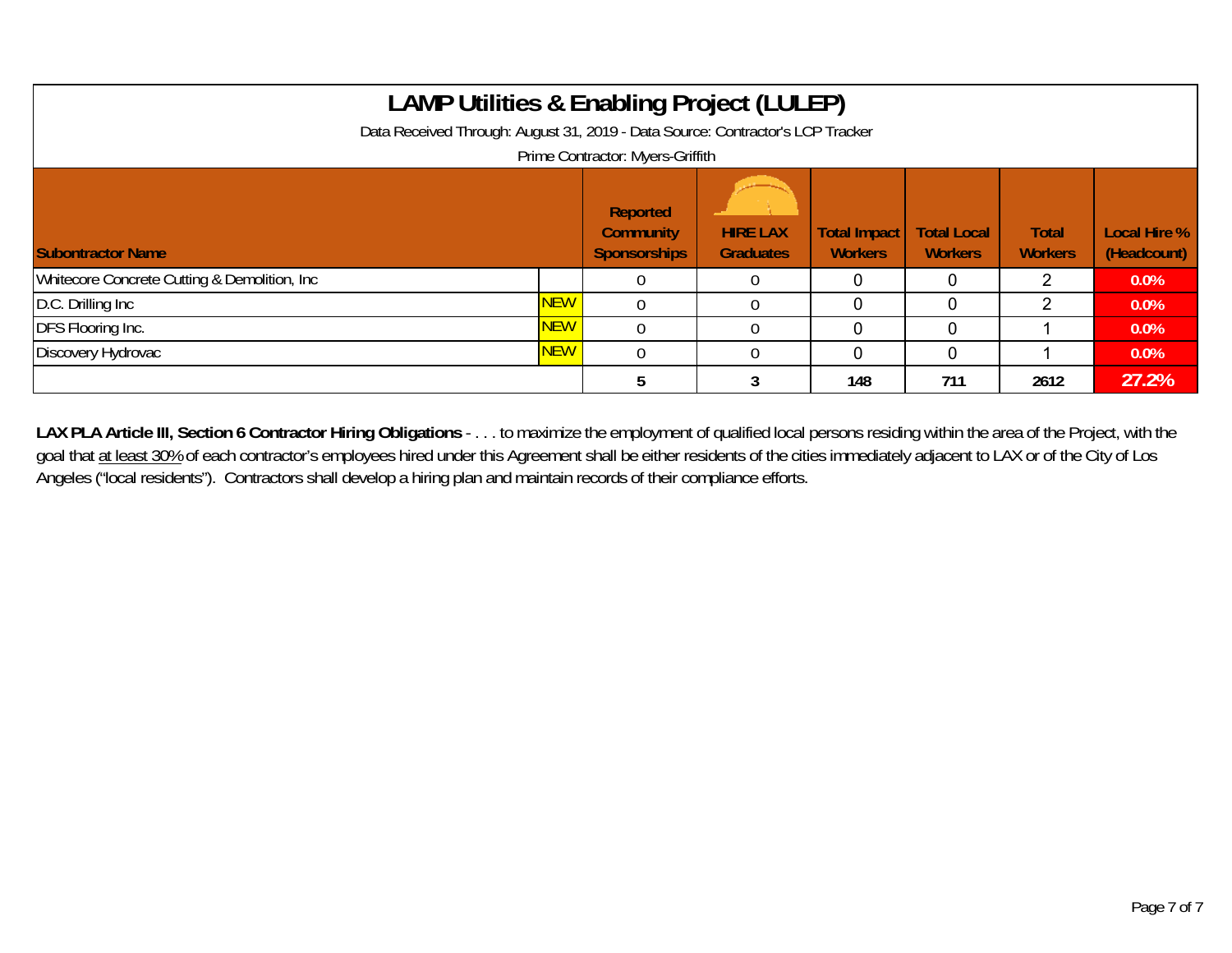# LAMP Utilities & Enabling Project (LULEP)

Data Received Through: August 31, 2019 - Data Source: Contractor's LCP Tracker

Prime Contractor: Myers-Griffith

| Subontractor Name | | Reported Community Sponsorships | HIRE LAX Graduates | Total Impact Workers | Total Local Workers | Total Workers | Local Hire % (Headcount) |
|---|---|---|---|---|---|---|---|
| Whitecore Concrete Cutting & Demolition, Inc | | 0 | 0 | 0 | 0 | 2 | 0.0% |
| D.C. Drilling Inc | NEW | 0 | 0 | 0 | 0 | 2 | 0.0% |
| DFS Flooring Inc. | NEW | 0 | 0 | 0 | 0 | 1 | 0.0% |
| Discovery Hydrovac | NEW | 0 | 0 | 0 | 0 | 1 | 0.0% |
| | | 5 | 3 | 148 | 711 | 2612 | 27.2% |

**LAX PLA Article III, Section 6 Contractor Hiring Obligations** - . . . to maximize the employment of qualified local persons residing within the area of the Project, with the goal that at least 30% of each contractor's employees hired under this Agreement shall be either residents of the cities immediately adjacent to LAX or of the City of Los Angeles ("local residents"). Contractors shall develop a hiring plan and maintain records of their compliance efforts.